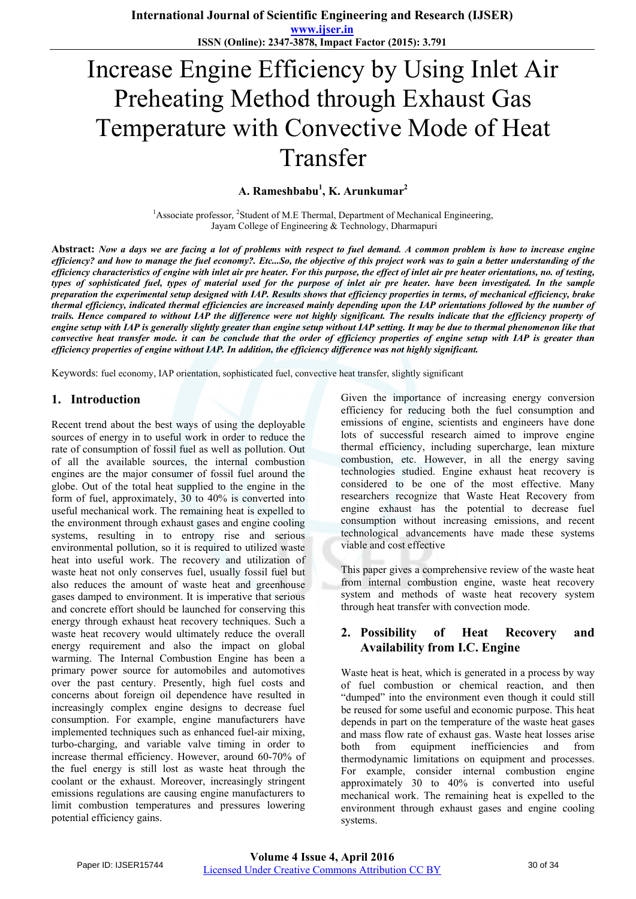# Increase Engine Efficiency by Using Inlet Air Preheating Method through Exhaust Gas Temperature with Convective Mode of Heat Transfer

**A. Rameshbabu[1], K. Arunkumar[2]**

[1]Associate professor, [2]Student of M.E Thermal, Department of Mechanical Engineering, Jayam College of Engineering & Technology, Dharmapuri

**Abstract:** ***Now a days we are facing a lot of problems with respect to fuel demand. A common problem is how to increase engine efficiency? and how to manage the fuel economy?. Etc...So, the objective of this project work was to gain a better understanding of the efficiency characteristics of engine with inlet air pre heater. For this purpose, the effect of inlet air pre heater orientations, no. of testing, types of sophisticated fuel, types of material used for the purpose of inlet air pre heater. have been investigated. In the sample preparation the experimental setup designed with IAP. Results shows that efficiency properties in terms, of mechanical efficiency, brake thermal efficiency, indicated thermal efficiencies are increased mainly depending upon the IAP orientations followed by the number of trails. Hence compared to without IAP the difference were not highly significant. The results indicate that the efficiency property of engine setup with IAP is generally slightly greater than engine setup without IAP setting. It may be due to thermal phenomenon like that convective heat transfer mode. it can be conclude that the order of efficiency properties of engine setup with IAP is greater than efficiency properties of engine without IAP. In addition, the efficiency difference was not highly significant.***

Keywords: fuel economy, IAP orientation, sophisticated fuel, convective heat transfer, slightly significant

## 1. Introduction

Recent trend about the best ways of using the deployable sources of energy in to useful work in order to reduce the rate of consumption of fossil fuel as well as pollution. Out of all the available sources, the internal combustion engines are the major consumer of fossil fuel around the globe. Out of the total heat supplied to the engine in the form of fuel, approximately, 30 to 40% is converted into useful mechanical work. The remaining heat is expelled to the environment through exhaust gases and engine cooling systems, resulting in to entropy rise and serious environmental pollution, so it is required to utilized waste heat into useful work. The recovery and utilization of waste heat not only conserves fuel, usually fossil fuel but also reduces the amount of waste heat and greenhouse gases damped to environment. It is imperative that serious and concrete effort should be launched for conserving this energy through exhaust heat recovery techniques. Such a waste heat recovery would ultimately reduce the overall energy requirement and also the impact on global warming. The Internal Combustion Engine has been a primary power source for automobiles and automotives over the past century. Presently, high fuel costs and concerns about foreign oil dependence have resulted in increasingly complex engine designs to decrease fuel consumption. For example, engine manufacturers have implemented techniques such as enhanced fuel-air mixing, turbo-charging, and variable valve timing in order to increase thermal efficiency. However, around 60-70% of the fuel energy is still lost as waste heat through the coolant or the exhaust. Moreover, increasingly stringent emissions regulations are causing engine manufacturers to limit combustion temperatures and pressures lowering potential efficiency gains.

Given the importance of increasing energy conversion efficiency for reducing both the fuel consumption and emissions of engine, scientists and engineers have done lots of successful research aimed to improve engine thermal efficiency, including supercharge, lean mixture combustion, etc. However, in all the energy saving technologies studied. Engine exhaust heat recovery is considered to be one of the most effective. Many researchers recognize that Waste Heat Recovery from engine exhaust has the potential to decrease fuel consumption without increasing emissions, and recent technological advancements have made these systems viable and cost effective

This paper gives a comprehensive review of the waste heat from internal combustion engine, waste heat recovery system and methods of waste heat recovery system through heat transfer with convection mode.

## 2. Possibility of Heat Recovery and Availability from I.C. Engine

Waste heat is heat, which is generated in a process by way of fuel combustion or chemical reaction, and then "dumped" into the environment even though it could still be reused for some useful and economic purpose. This heat depends in part on the temperature of the waste heat gases and mass flow rate of exhaust gas. Waste heat losses arise both from equipment inefficiencies and from thermodynamic limitations on equipment and processes. For example, consider internal combustion engine approximately 30 to 40% is converted into useful mechanical work. The remaining heat is expelled to the environment through exhaust gases and engine cooling systems.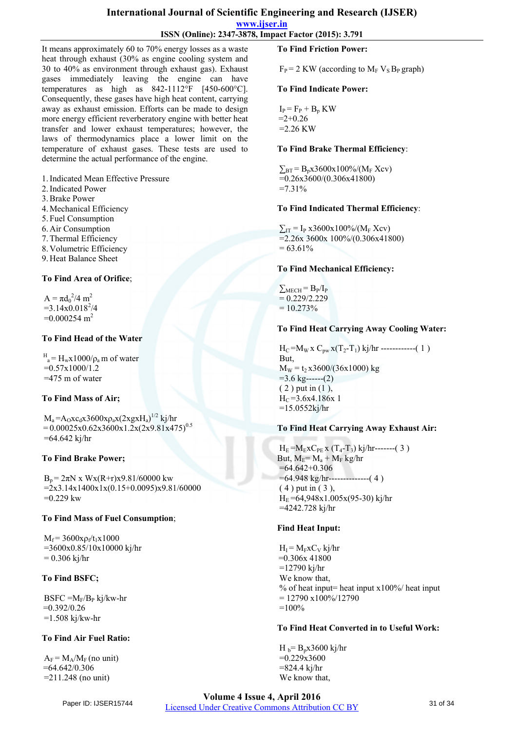It means approximately 60 to 70% energy losses as a waste heat through exhaust (30% as engine cooling system and 30 to 40% as environment through exhaust gas). Exhaust gases immediately leaving the engine can have temperatures as high as 842-1112°F [450-600°C]. Consequently, these gases have high heat content, carrying away as exhaust emission. Efforts can be made to design more energy efficient reverberatory engine with better heat transfer and lower exhaust temperatures; however, the laws of thermodynamics place a lower limit on the temperature of exhaust gases. These tests are used to determine the actual performance of the engine.

1. Indicated Mean Effective Pressure
2. Indicated Power
3. Brake Power
4. Mechanical Efficiency
5. Fuel Consumption
6. Air Consumption
7. Thermal Efficiency
8. Volumetric Efficiency
9. Heat Balance Sheet

**To Find Area of Orifice**;

$A = \pi d_0^2/4$ m$^2$
$=3.14x0.018^2/4$
$=0.000254$ m$^2$

**To Find Head of the Water**

$H_a = H_w x1000/\rho_a$ m of water
$=0.57x1000/1.2$
$=475$ m of water

**To Find Mass of Air;**

$M_a = A_O xc_d x3600x\rho_a x(2xgxH_a)^{1/2}$ kj/hr
$= 0.00025x0.62x3600x1.2x(2x9.81x475)^{0.5}$
$=64.642$ kj/hr

**To Find Brake Power;**

$B_p = 2\pi N$ x $Wx(R+r)x9.81/60000$ kw
$=2x3.14x1400x1x(0.15+0.0095)x9.81/60000$
$=0.229$ kw

**To Find Mass of Fuel Consumption**;

$M_f = 3600x\rho_f/t_1 x1000$
$=3600x0.85/10x10000$ kj/hr
$= 0.306$ kj/hr

**To Find BSFC;**

BSFC $=M_F/B_P$ kj/kw-hr
$=0.392/0.26$
$=1.508$ kj/kw-hr

**To Find Air Fuel Ratio:**

$A_F = M_A/M_F$ (no unit)
$=64.642/0.306$
$=211.248$ (no unit)

**To Find Friction Power:**

$F_P = 2$ KW (according to $M_F$ $V_S$ $B_P$ graph)

**To Find Indicate Power:**

$I_P = F_P + B_p$ KW
$=2+0.26$
$=2.26$ KW

**To Find Brake Thermal Efficiency**:

$\sum_{BT} = B_p x3600x100\%/(M_F Xcv)$
$=0.26x3600/(0.306x41800)$
$=7.31\%$

**To Find Indicated Thermal Efficiency**:

$\sum_{IT} = I_P$ $x3600x100\%/(M_F Xcv)$
$=2.26x$ $3600x$ $100\%/(0.306x41800)$
$= 63.61\%$

**To Find Mechanical Efficiency:**

$\sum_{MECH} = B_P/I_P$
$= 0.229/2.229$
$= 10.273\%$

**To Find Heat Carrying Away Cooling Water:**

$H_C = M_W$ x $C_{pw}$ $x(T_2-T_1)$ kj/hr ------------( 1 )
But,
$M_W = t_2 x3600/(36x1000)$ kg
$=3.6$ kg------(2)
( 2 ) put in (1 ),
$H_C =3.6x4.186x$ 1
$=15.0552$kj/hr

**To Find Heat Carrying Away Exhaust Air:**

$H_E = M_E x C_{PE}$ x $(T_4-T_3)$ kj/hr-------( 3 )
But, $M_E = M_a + M_F$ kg/hr
$=64.642+0.306$
$=64.948$ kg/hr--------------( 4 )
( 4 ) put in ( 3 ),
$H_E =64,948x1.005x(95-30)$ kj/hr
$=4242.728$ kj/hr

**Find Heat Input:**

$H_I = M_F x C_V$ kj/hr
$=0.306x$ 41800
$=12790$ kj/hr
We know that,
% of heat input= heat input x100%/ heat input
$= 12790$ x100%/12790
$=100\%$

**To Find Heat Converted in to Useful Work:**

$H_b = B_p x3600$ kj/hr
$=0.229x3600$
$=824.4$ kj/hr
We know that,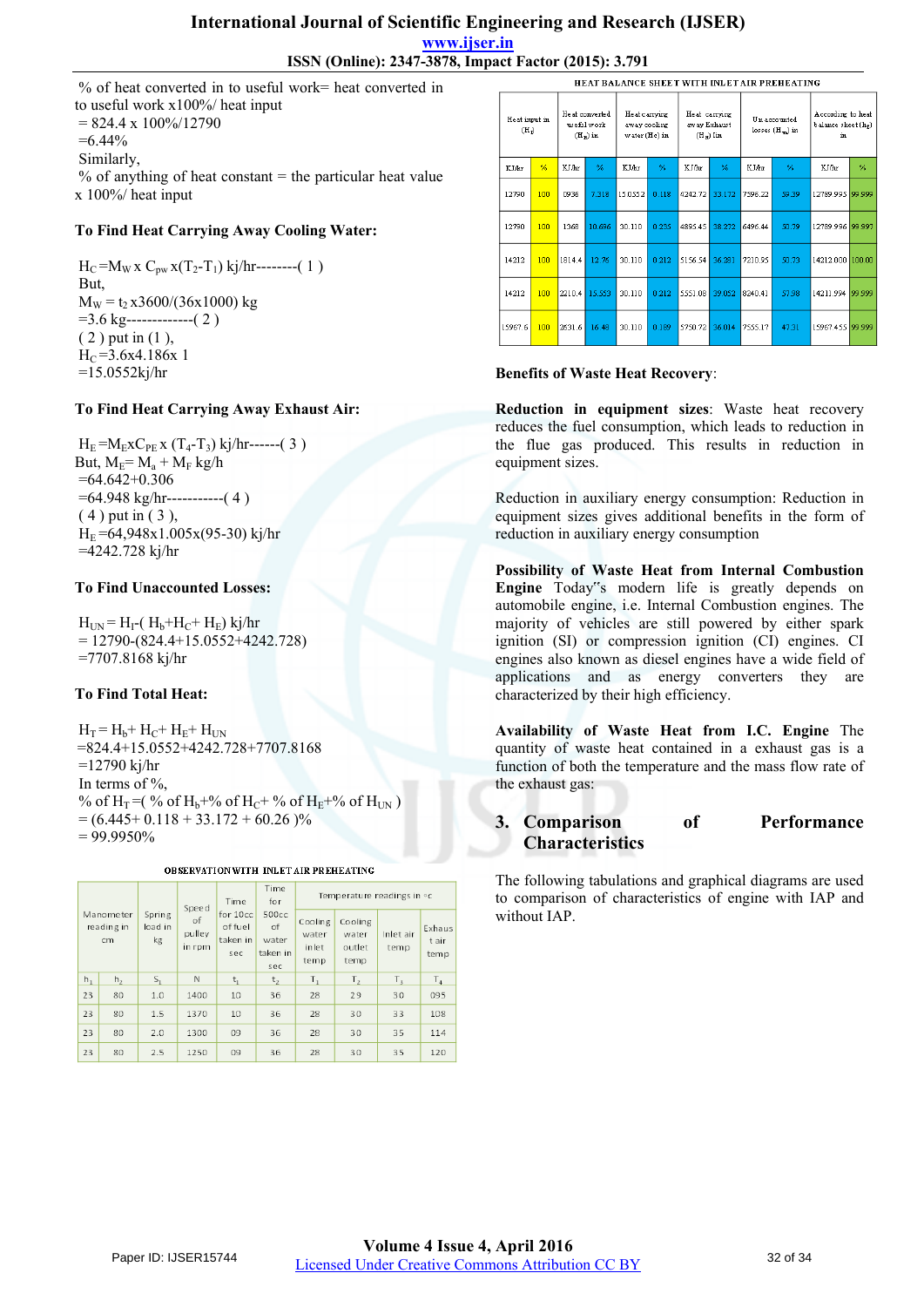% of heat converted in to useful work= heat converted in to useful work x100%/ heat input

= 824.4 x 100%/12790

=6.44%

Similarly,

% of anything of heat constant = the particular heat value x 100%/ heat input

**To Find Heat Carrying Away Cooling Water:**

$H_C = M_W \times C_{pw} \times (T_2 - T_1)$ kj/hr--------( 1 )

But,

$M_W = t_2 \times 3600/(36 \times 1000)$ kg

=3.6 kg-------------( 2 )

( 2 ) put in (1 ),

$H_C = 3.6 \times 4.186 \times 1$

=15.0552kj/hr

**To Find Heat Carrying Away Exhaust Air:**

$H_E = M_E C_{PE} \times (T_4 - T_3)$ kj/hr------( 3 )

But, $M_E = M_a + M_F$ kg/h

=64.642+0.306

=64.948 kg/hr-----------( 4 )

( 4 ) put in ( 3 ),

$H_E$ =64,948x1.005x(95-30) kj/hr

=4242.728 kj/hr

**To Find Unaccounted Losses:**

$H_{UN} = H_I - (H_b + H_C + H_E)$ kj/hr

= 12790-(824.4+15.0552+4242.728)

=7707.8168 kj/hr

**To Find Total Heat:**

$H_T = H_b + H_C + H_E + H_{UN}$

=824.4+15.0552+4242.728+7707.8168

=12790 kj/hr

In terms of %,

% of $H_T$ =( % of $H_b$+% of $H_C$+ % of $H_E$+% of $H_{UN}$ )

= (6.445+ 0.118 + 33.172 + 60.26 )%

= 99.9950%

OBSERVATION WITH INLET AIR PREHEATING

| Manometer reading in cm | | Spring load in kg | Speed of pulley in rpm | Time for 10cc of fuel taken in sec | Time for 500cc of water taken in sec | Temperature readings in °c | | | |
|---|---|---|---|---|---|---|---|---|---|
| | | | | | | Cooling water inlet temp | Cooling water outlet temp | Inlet air temp | Exhaust air temp |
| $h_1$ | $h_2$ | $S_1$ | N | $t_1$ | $t_2$ | $T_1$ | $T_2$ | $T_3$ | $T_4$ |
| 23 | 80 | 1.0 | 1400 | 10 | 36 | 28 | 29 | 30 | 095 |
| 23 | 80 | 1.5 | 1370 | 10 | 36 | 28 | 30 | 33 | 108 |
| 23 | 80 | 2.0 | 1300 | 09 | 36 | 28 | 30 | 35 | 114 |
| 23 | 80 | 2.5 | 1250 | 09 | 36 | 28 | 30 | 35 | 120 |

HEAT BALANCE SHEET WITH INLET AIR PREHEATING

| Heat input in ($H_I$) | | Heat converted useful work ($H_B$) in | | Heat carrying away cooling water (Hc) in | | Heat carrying away Exhaust ($H_E$) in | | Un accounted losses ($H_{UN}$) in | | According to heat balance sheet ($H_T$) in | |
|---|---|---|---|---|---|---|---|---|---|---|---|
| KJ/hr | % | KJ/hr | % | KJ/hr | % | KJ/hr | % | KJ/hr | % | KJ/hr | % |
| 12790 | 100 | 0936 | 7.318 | 15.0552 | 0.118 | 4242.72 | 33.172 | 7596.22 | 59.39 | 12789.995 | 99.999 |
| 12790 | 100 | 1368 | 10.696 | 30.110 | 0.235 | 4895.45 | 38.272 | 6496.44 | 50.79 | 12789.996 | 99.997 |
| 14212 | 100 | 1814.4 | 12.76 | 30.110 | 0.212 | 5156.54 | 36.281 | 7210.95 | 50.73 | 14212.000 | 100.00 |
| 14212 | 100 | 2210.4 | 15.553 | 30.110 | 0.212 | 5551.08 | 39.052 | 8240.41 | 57.98 | 14211.994 | 99.999 |
| 15967.6 | 100 | 2631.6 | 16.48 | 30.110 | 0.189 | 5750.72 | 36.014 | 7555.17 | 47.31 | 15967.455 | 99.999 |

**Benefits of Waste Heat Recovery**:

**Reduction in equipment sizes**: Waste heat recovery reduces the fuel consumption, which leads to reduction in the flue gas produced. This results in reduction in equipment sizes.

Reduction in auxiliary energy consumption: Reduction in equipment sizes gives additional benefits in the form of reduction in auxiliary energy consumption

**Possibility of Waste Heat from Internal Combustion Engine** Today"s modern life is greatly depends on automobile engine, i.e. Internal Combustion engines. The majority of vehicles are still powered by either spark ignition (SI) or compression ignition (CI) engines. CI engines also known as diesel engines have a wide field of applications and as energy converters they are characterized by their high efficiency.

**Availability of Waste Heat from I.C. Engine** The quantity of waste heat contained in a exhaust gas is a function of both the temperature and the mass flow rate of the exhaust gas:

## 3. Comparison of Performance Characteristics

The following tabulations and graphical diagrams are used to comparison of characteristics of engine with IAP and without IAP.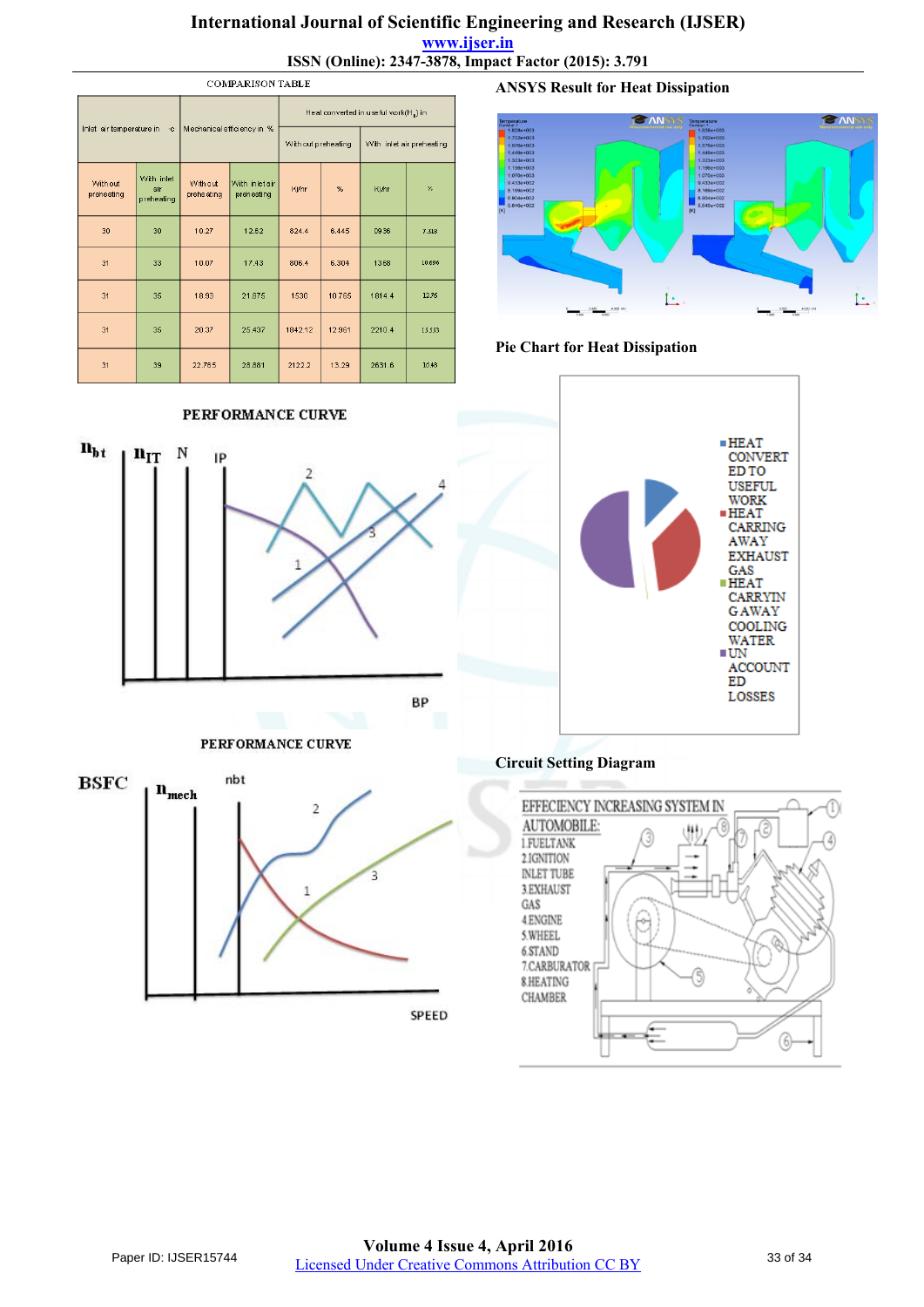COMPARISON TABLE

| Inlet air temperature in °c | | Mechanical efficiency in % | | Heat converted in useful work($H_u$) in | | | |
|---|---|---|---|---|---|---|---|
| | | | | Without preheating | | With inlet air preheating | |
| Without preheating | With inlet air preheating | Without preheating | With inlet air preheating | Kj/hr | % | Kj/hr | % |
| 30 | 30 | 10.27 | 12.82 | 824.4 | 6.445 | 0936 | 7.318 |
| 31 | 33 | 10.07 | 17.43 | 806.4 | 6.304 | 1368 | 10.696 |
| 31 | 35 | 18.93 | 21.875 | 1530 | 10.765 | 1814.4 | 12.76 |
| 31 | 36 | 20.37 | 25.437 | 1842.12 | 12.961 | 2210.4 | 13.553 |
| 31 | 39 | 22.765 | 28.881 | 2122.2 | 13.29 | 2631.6 | 16.48 |

PERFORMANCE CURVE

PERFORMANCE CURVE

**ANSYS Result for Heat Dissipation**

**Pie Chart for Heat Dissipation**

**Circuit Setting Diagram**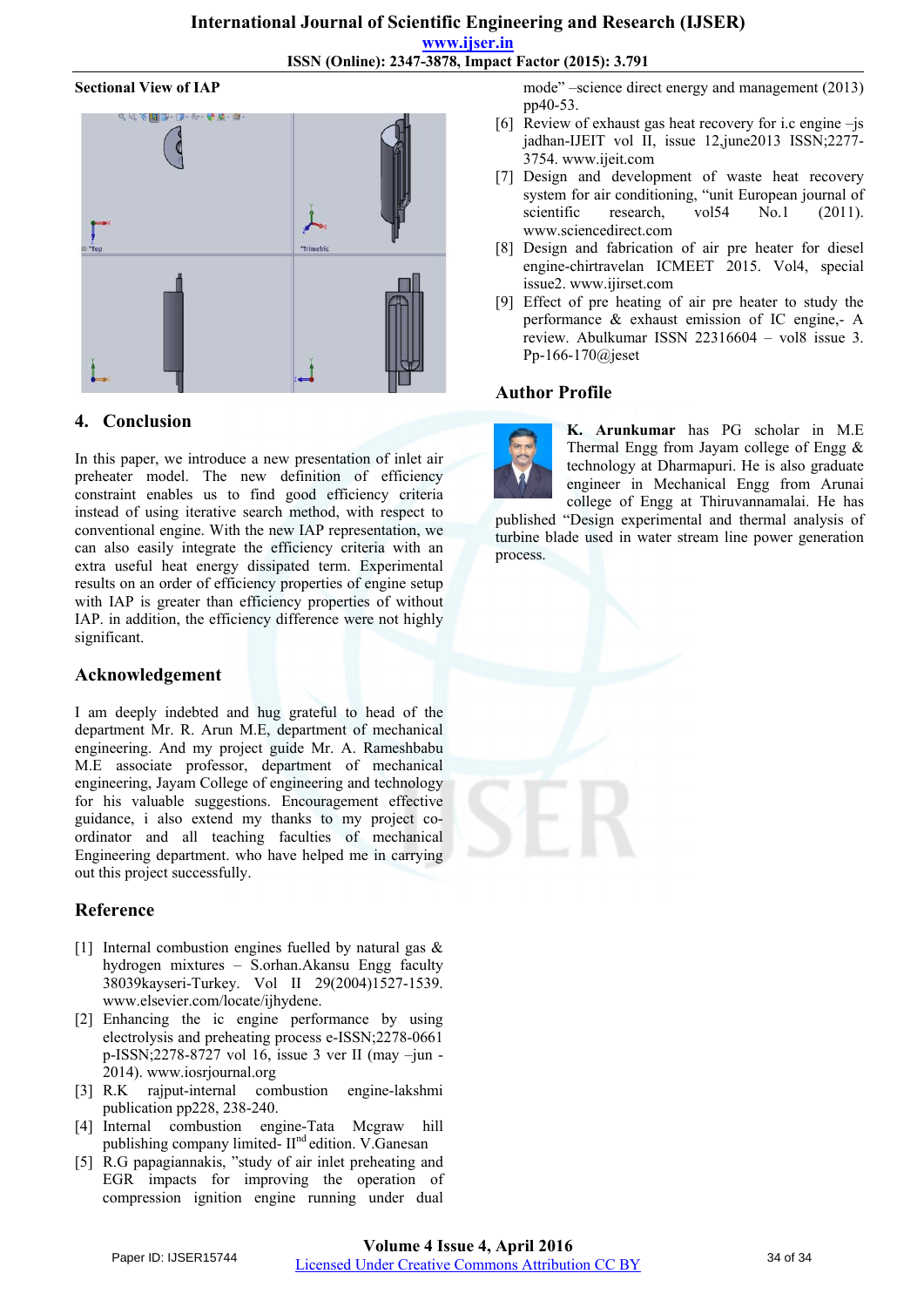**Sectional View of IAP**

## 4. Conclusion

In this paper, we introduce a new presentation of inlet air preheater model. The new definition of efficiency constraint enables us to find good efficiency criteria instead of using iterative search method, with respect to conventional engine. With the new IAP representation, we can also easily integrate the efficiency criteria with an extra useful heat energy dissipated term. Experimental results on an order of efficiency properties of engine setup with IAP is greater than efficiency properties of without IAP. in addition, the efficiency difference were not highly significant.

## Acknowledgement

I am deeply indebted and hug grateful to head of the department Mr. R. Arun M.E, department of mechanical engineering. And my project guide Mr. A. Rameshbabu M.E associate professor, department of mechanical engineering, Jayam College of engineering and technology for his valuable suggestions. Encouragement effective guidance, i also extend my thanks to my project co-ordinator and all teaching faculties of mechanical Engineering department. who have helped me in carrying out this project successfully.

## Reference

[1] Internal combustion engines fuelled by natural gas & hydrogen mixtures – S.orhan.Akansu Engg faculty 38039kayseri-Turkey. Vol II 29(2004)1527-1539. www.elsevier.com/locate/ijhydene.

[2] Enhancing the ic engine performance by using electrolysis and preheating process e-ISSN;2278-0661 p-ISSN;2278-8727 vol 16, issue 3 ver II (may –jun -2014). www.iosrjournal.org

[3] R.K rajput-internal combustion engine-lakshmi publication pp228, 238-240.

[4] Internal combustion engine-Tata Mcgraw hill publishing company limited- II[nd] edition. V.Ganesan

[5] R.G papagiannakis, "study of air inlet preheating and EGR impacts for improving the operation of compression ignition engine running under dual mode" –science direct energy and management (2013) pp40-53.

[6] Review of exhaust gas heat recovery for i.c engine –js jadhan-IJEIT vol II, issue 12,june2013 ISSN;2277-3754. www.ijeit.com

[7] Design and development of waste heat recovery system for air conditioning, "unit European journal of scientific research, vol54 No.1 (2011). www.sciencedirect.com

[8] Design and fabrication of air pre heater for diesel engine-chirtravelan ICMEET 2015. Vol4, special issue2. www.ijirset.com

[9] Effect of pre heating of air pre heater to study the performance & exhaust emission of IC engine,- A review. Abulkumar ISSN 22316604 – vol8 issue 3. Pp-166-170@jeset

## Author Profile

**K. Arunkumar** has PG scholar in M.E Thermal Engg from Jayam college of Engg & technology at Dharmapuri. He is also graduate engineer in Mechanical Engg from Arunai college of Engg at Thiruvannamalai. He has published "Design experimental and thermal analysis of turbine blade used in water stream line power generation process.